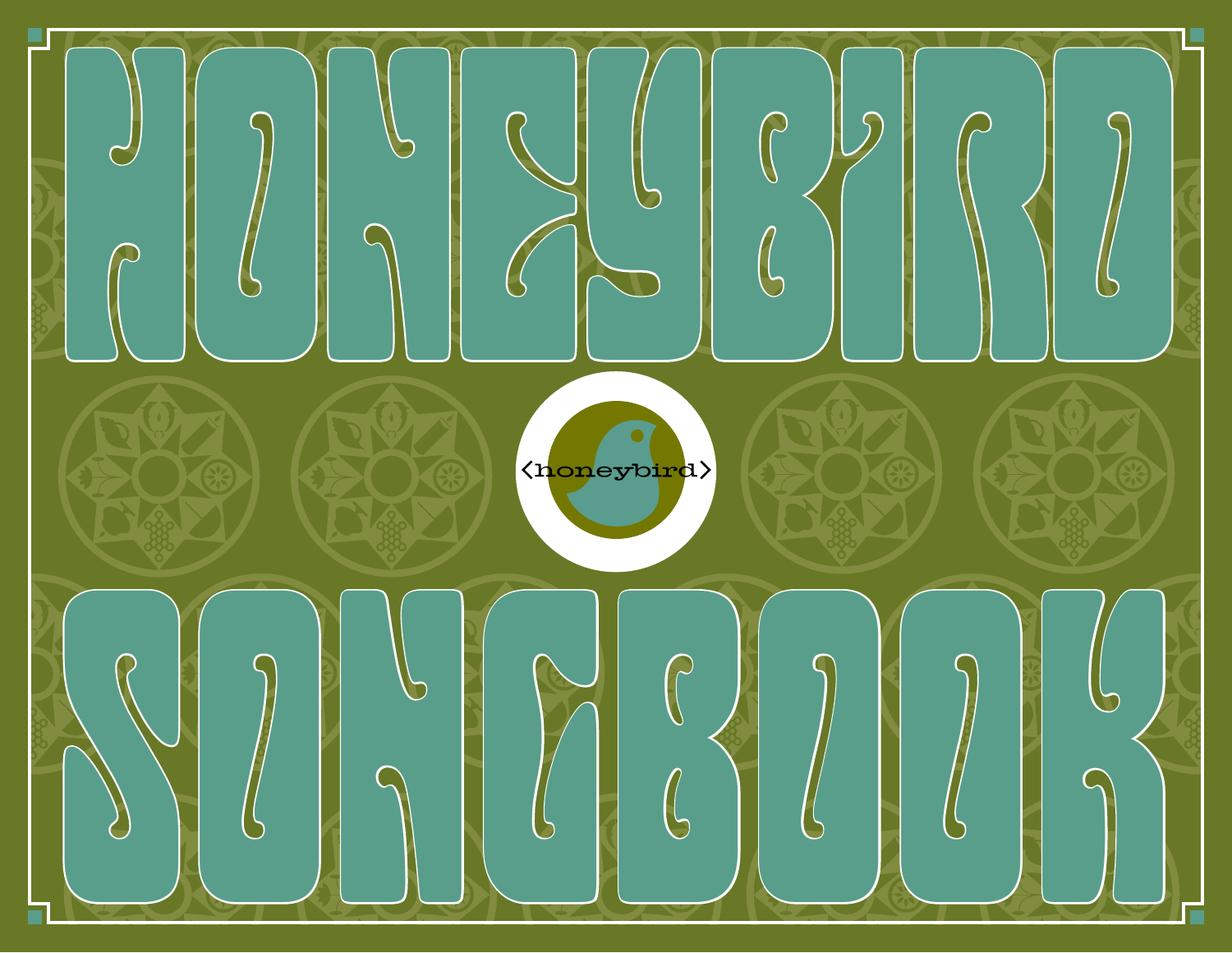# HONEYBIRD SONGBOOK

<honeybird>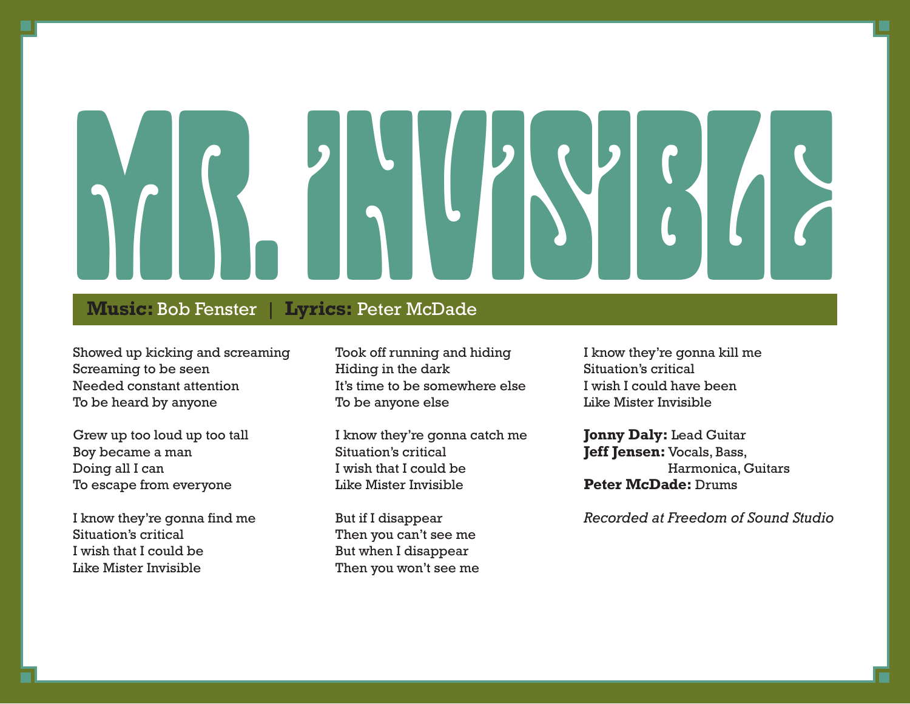# MR. INVISIBLE

**Music:** Bob Fenster | **Lyrics:** Peter McDade

Showed up kicking and screaming
Screaming to be seen
Needed constant attention
To be heard by anyone

Grew up too loud up too tall
Boy became a man
Doing all I can
To escape from everyone

I know they're gonna find me
Situation's critical
I wish that I could be
Like Mister Invisible

Took off running and hiding
Hiding in the dark
It's time to be somewhere else
To be anyone else

I know they're gonna catch me
Situation's critical
I wish that I could be
Like Mister Invisible

But if I disappear
Then you can't see me
But when I disappear
Then you won't see me

I know they're gonna kill me
Situation's critical
I wish I could have been
Like Mister Invisible

**Jonny Daly:** Lead Guitar
**Jeff Jensen:** Vocals, Bass, Harmonica, Guitars
**Peter McDade:** Drums

*Recorded at Freedom of Sound Studio*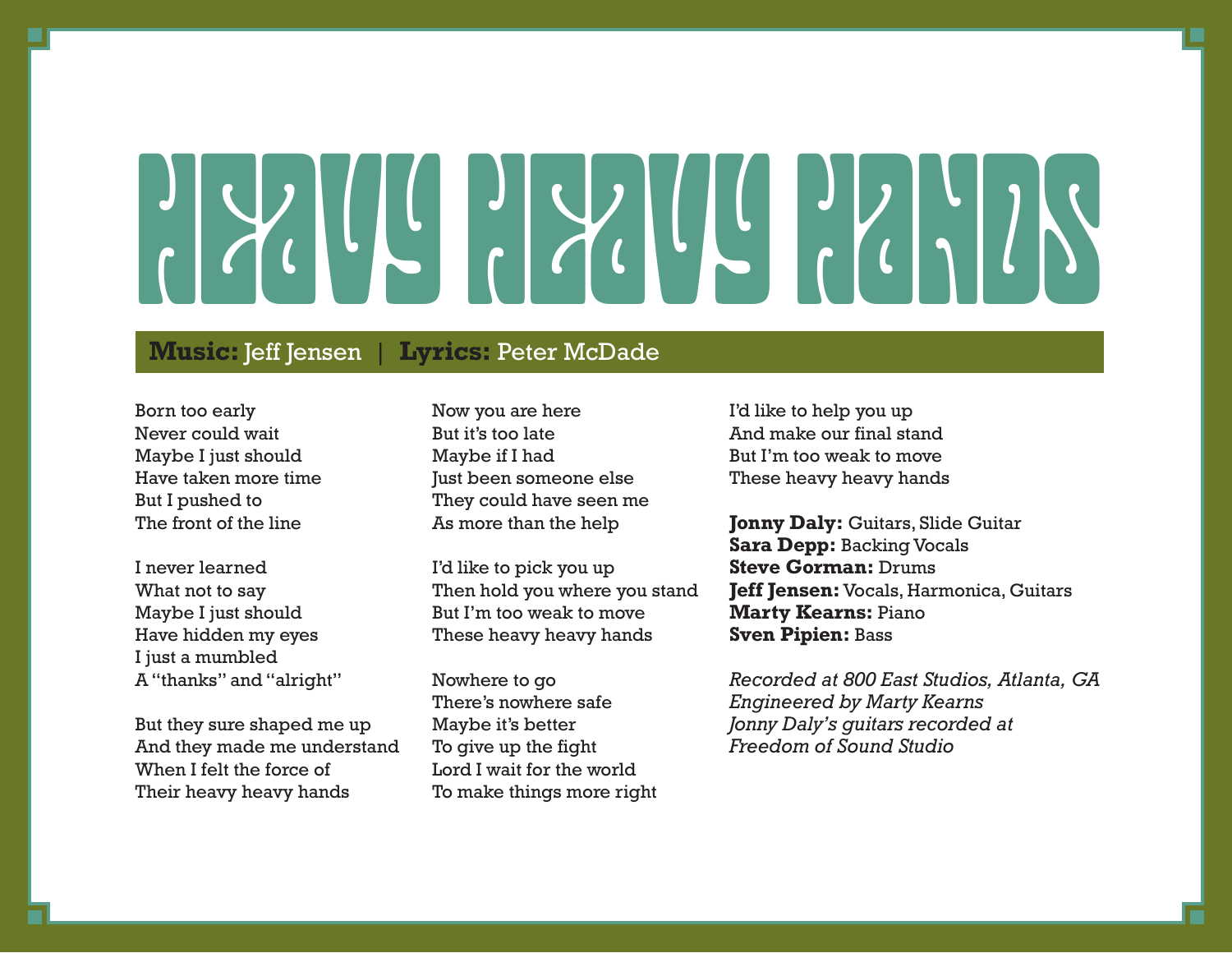# HEAVY HEAVY HANDS

**Music:** Jeff Jensen | **Lyrics:** Peter McDade

Born too early
Never could wait
Maybe I just should
Have taken more time
But I pushed to
The front of the line

I never learned
What not to say
Maybe I just should
Have hidden my eyes
I just a mumbled
A "thanks" and "alright"

But they sure shaped me up
And they made me understand
When I felt the force of
Their heavy heavy hands

Now you are here
But it's too late
Maybe if I had
Just been someone else
They could have seen me
As more than the help

I'd like to pick you up
Then hold you where you stand
But I'm too weak to move
These heavy heavy hands

Nowhere to go
There's nowhere safe
Maybe it's better
To give up the fight
Lord I wait for the world
To make things more right

I'd like to help you up
And make our final stand
But I'm too weak to move
These heavy heavy hands

**Jonny Daly:** Guitars, Slide Guitar
**Sara Depp:** Backing Vocals
**Steve Gorman:** Drums
**Jeff Jensen:** Vocals, Harmonica, Guitars
**Marty Kearns:** Piano
**Sven Pipien:** Bass

*Recorded at 800 East Studios, Atlanta, GA*
*Engineered by Marty Kearns*
*Jonny Daly's guitars recorded at Freedom of Sound Studio*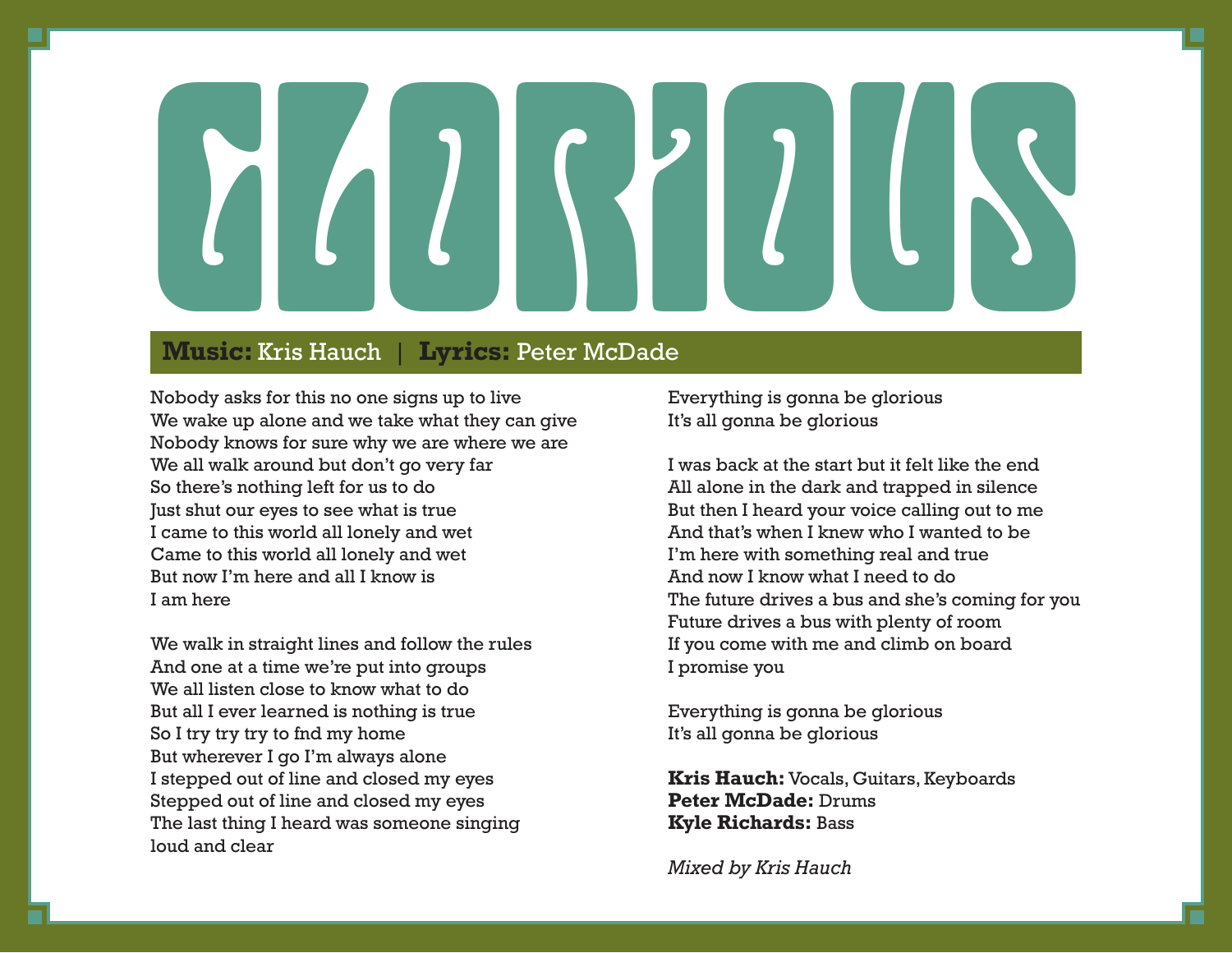# GLORIOUS

**Music:** Kris Hauch | **Lyrics:** Peter McDade

Nobody asks for this no one signs up to live
We wake up alone and we take what they can give
Nobody knows for sure why we are where we are
We all walk around but don't go very far
So there's nothing left for us to do
Just shut our eyes to see what is true
I came to this world all lonely and wet
Came to this world all lonely and wet
But now I'm here and all I know is
I am here

We walk in straight lines and follow the rules
And one at a time we're put into groups
We all listen close to know what to do
But all I ever learned is nothing is true
So I try try try to fnd my home
But wherever I go I'm always alone
I stepped out of line and closed my eyes
Stepped out of line and closed my eyes
The last thing I heard was someone singing
loud and clear

Everything is gonna be glorious
It's all gonna be glorious

I was back at the start but it felt like the end
All alone in the dark and trapped in silence
But then I heard your voice calling out to me
And that's when I knew who I wanted to be
I'm here with something real and true
And now I know what I need to do
The future drives a bus and she's coming for you
Future drives a bus with plenty of room
If you come with me and climb on board
I promise you

Everything is gonna be glorious
It's all gonna be glorious

**Kris Hauch:** Vocals, Guitars, Keyboards
**Peter McDade:** Drums
**Kyle Richards:** Bass

*Mixed by Kris Hauch*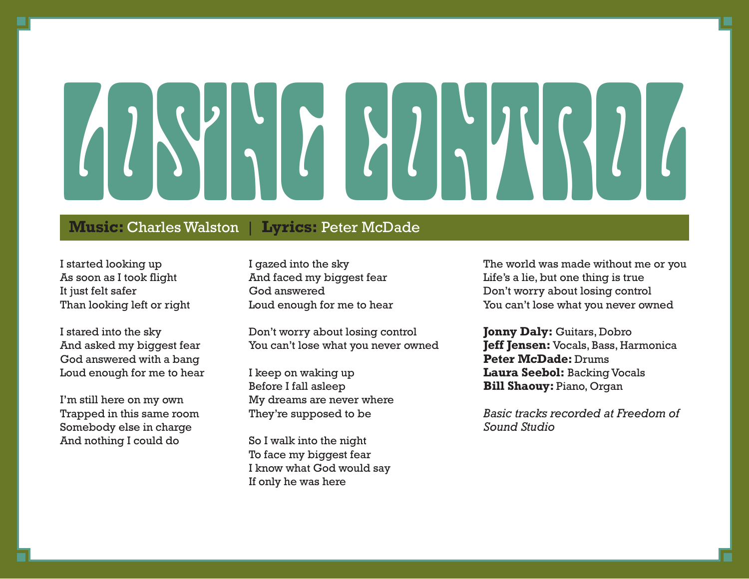# LOSING CONTROL

**Music:** Charles Walston | **Lyrics:** Peter McDade

I started looking up
As soon as I took flight
It just felt safer
Than looking left or right

I stared into the sky
And asked my biggest fear
God answered with a bang
Loud enough for me to hear

I'm still here on my own
Trapped in this same room
Somebody else in charge
And nothing I could do

I gazed into the sky
And faced my biggest fear
God answered
Loud enough for me to hear

Don't worry about losing control
You can't lose what you never owned

I keep on waking up
Before I fall asleep
My dreams are never where
They're supposed to be

So I walk into the night
To face my biggest fear
I know what God would say
If only he was here

The world was made without me or you
Life's a lie, but one thing is true
Don't worry about losing control
You can't lose what you never owned

**Jonny Daly:** Guitars, Dobro
**Jeff Jensen:** Vocals, Bass, Harmonica
**Peter McDade:** Drums
**Laura Seebol:** Backing Vocals
**Bill Shaouy:** Piano, Organ

*Basic tracks recorded at Freedom of Sound Studio*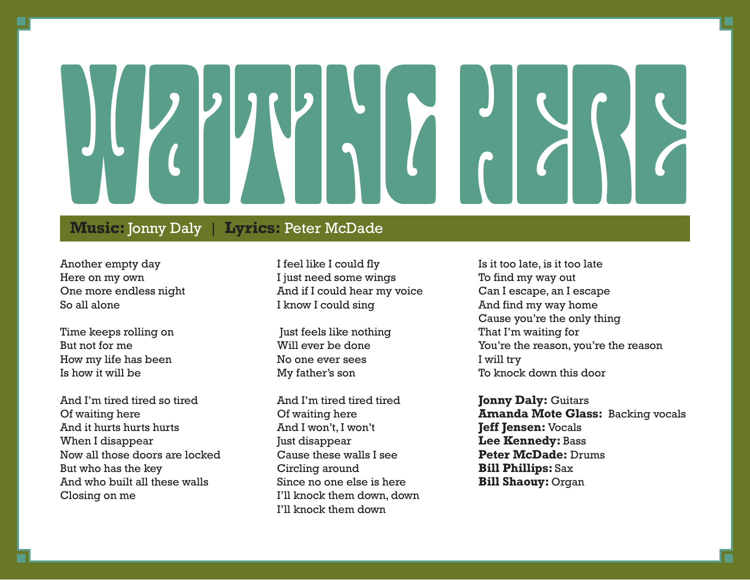# WAITING HERE

**Music:** Jonny Daly | **Lyrics:** Peter McDade

Another empty day
Here on my own
One more endless night
So all alone

Time keeps rolling on
But not for me
How my life has been
Is how it will be

And I'm tired tired so tired
Of waiting here
And it hurts hurts hurts
When I disappear
Now all those doors are locked
But who has the key
And who built all these walls
Closing on me

I feel like I could fly
I just need some wings
And if I could hear my voice
I know I could sing

Just feels like nothing
Will ever be done
No one ever sees
My father's son

And I'm tired tired tired
Of waiting here
And I won't, I won't
Just disappear
Cause these walls I see
Circling around
Since no one else is here
I'll knock them down, down
I'll knock them down

Is it too late, is it too late
To find my way out
Can I escape, an I escape
And find my way home
Cause you're the only thing
That I'm waiting for
You're the reason, you're the reason
I will try
To knock down this door

**Jonny Daly:** Guitars
**Amanda Mote Glass:** Backing vocals
**Jeff Jensen:** Vocals
**Lee Kennedy:** Bass
**Peter McDade:** Drums
**Bill Phillips:** Sax
**Bill Shaouy:** Organ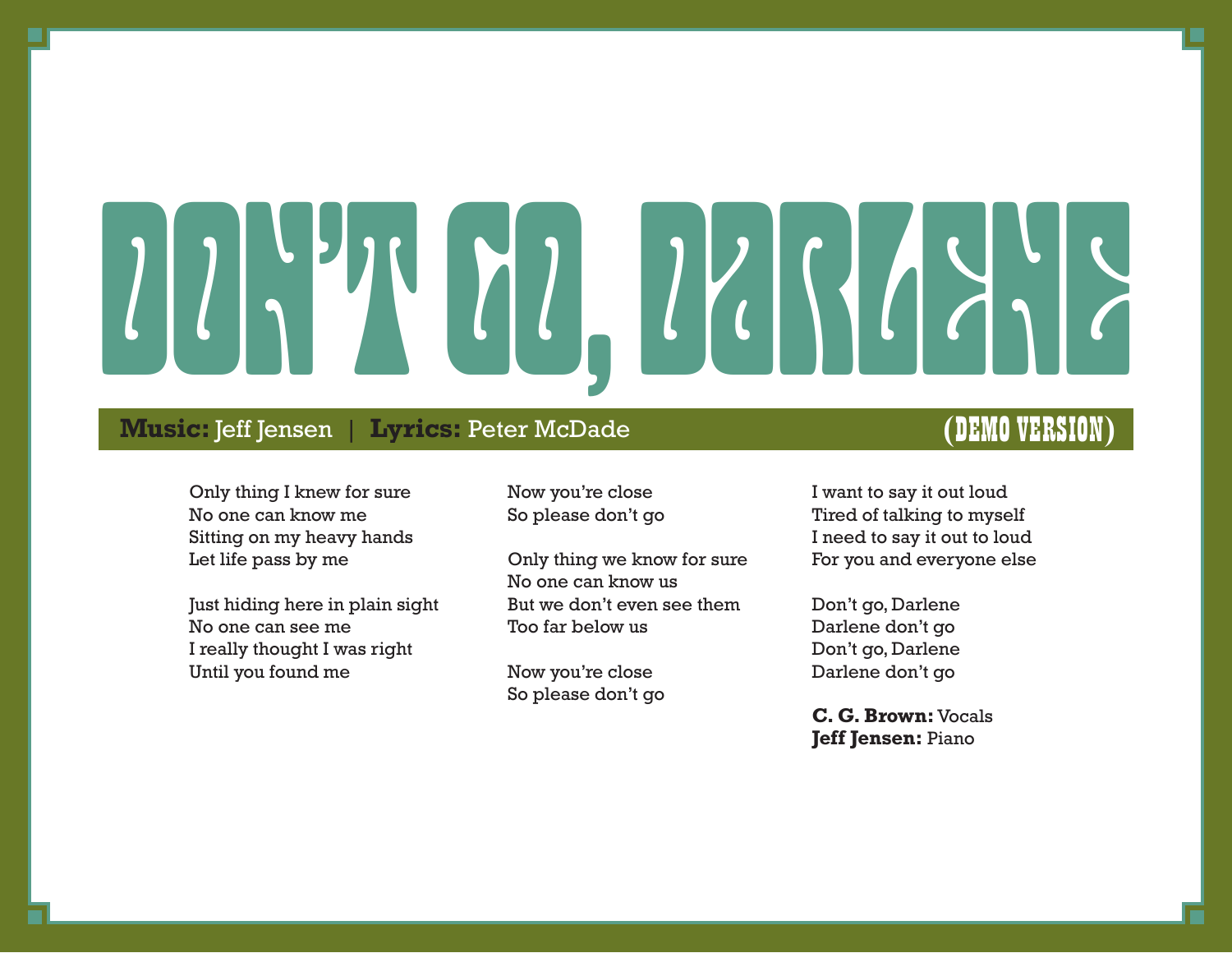# DON'T GO, DARLENE

**Music:** Jeff Jensen | **Lyrics:** Peter McDade **(DEMO VERSION)**

Only thing I knew for sure
No one can know me
Sitting on my heavy hands
Let life pass by me

Just hiding here in plain sight
No one can see me
I really thought I was right
Until you found me

Now you're close
So please don't go

Only thing we know for sure
No one can know us
But we don't even see them
Too far below us

Now you're close
So please don't go

I want to say it out loud
Tired of talking to myself
I need to say it out to loud
For you and everyone else

Don't go, Darlene
Darlene don't go
Don't go, Darlene
Darlene don't go

**C. G. Brown:** Vocals
**Jeff Jensen:** Piano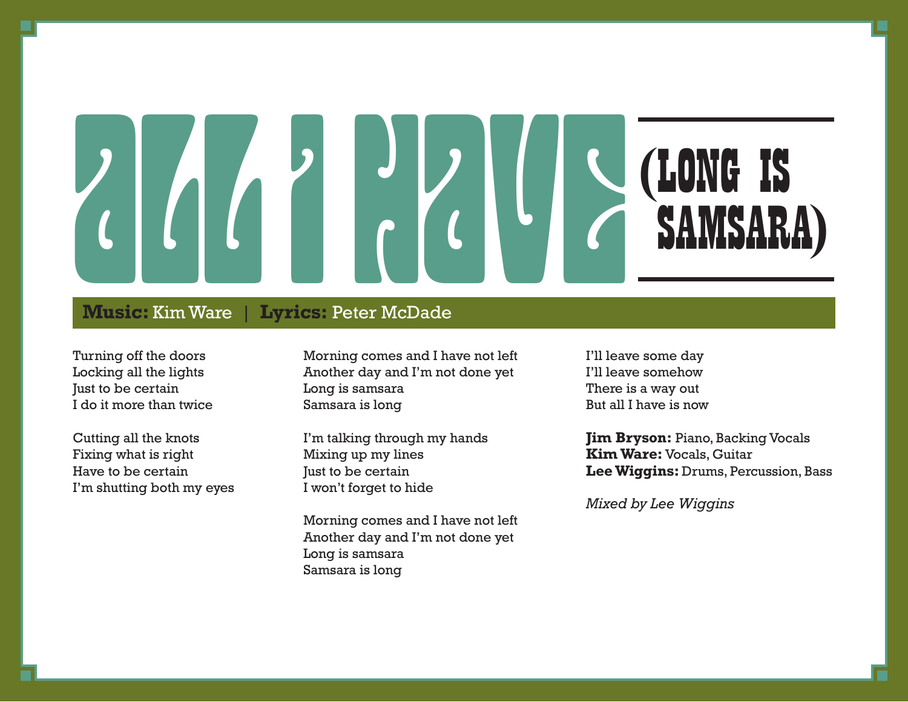# All I Have (Long Is Samsara)

**Music:** Kim Ware | **Lyrics:** Peter McDade

Turning off the doors
Locking all the lights
Just to be certain
I do it more than twice

Cutting all the knots
Fixing what is right
Have to be certain
I'm shutting both my eyes

Morning comes and I have not left
Another day and I'm not done yet
Long is samsara
Samsara is long

I'm talking through my hands
Mixing up my lines
Just to be certain
I won't forget to hide

Morning comes and I have not left
Another day and I'm not done yet
Long is samsara
Samsara is long

I'll leave some day
I'll leave somehow
There is a way out
But all I have is now

**Jim Bryson:** Piano, Backing Vocals
**Kim Ware:** Vocals, Guitar
**Lee Wiggins:** Drums, Percussion, Bass

*Mixed by Lee Wiggins*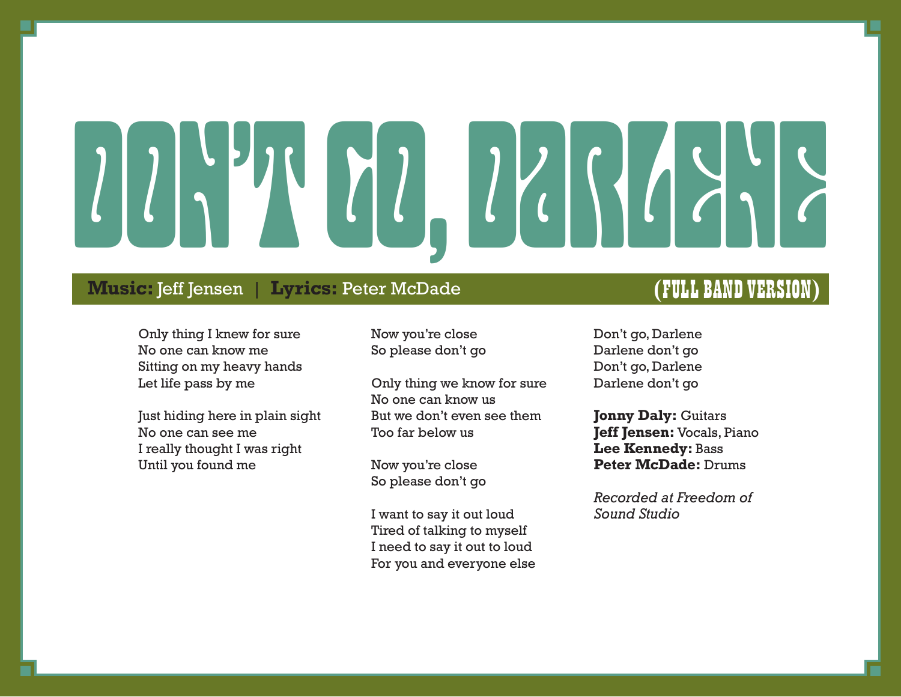# DON'T GO, DARLENE

**Music:** Jeff Jensen | **Lyrics:** Peter McDade

**(FULL BAND VERSION)**

Only thing I knew for sure
No one can know me
Sitting on my heavy hands
Let life pass by me

Just hiding here in plain sight
No one can see me
I really thought I was right
Until you found me

Now you're close
So please don't go

Only thing we know for sure
No one can know us
But we don't even see them
Too far below us

Now you're close
So please don't go

I want to say it out loud
Tired of talking to myself
I need to say it out to loud
For you and everyone else

Don't go, Darlene
Darlene don't go
Don't go, Darlene
Darlene don't go

**Jonny Daly:** Guitars
**Jeff Jensen:** Vocals, Piano
**Lee Kennedy:** Bass
**Peter McDade:** Drums

*Recorded at Freedom of Sound Studio*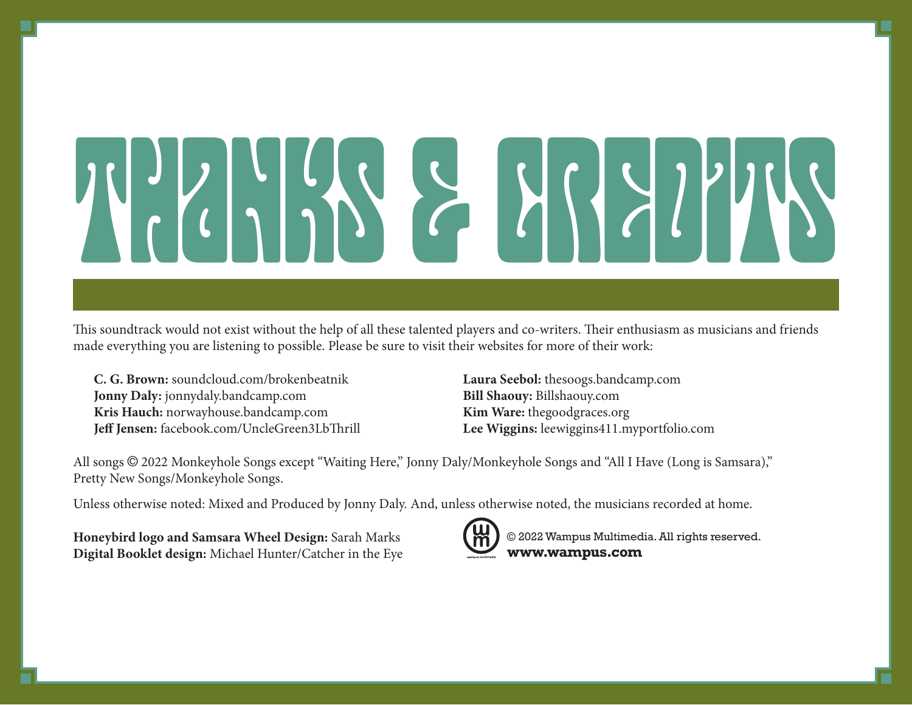# THANKS & CREDITS

This soundtrack would not exist without the help of all these talented players and co-writers. Their enthusiasm as musicians and friends made everything you are listening to possible. Please be sure to visit their websites for more of their work:

**C. G. Brown:** soundcloud.com/brokenbeatnik
**Jonny Daly:** jonnydaly.bandcamp.com
**Kris Hauch:** norwayhouse.bandcamp.com
**Jeff Jensen:** facebook.com/UncleGreen3LbThrill
**Laura Seebol:** thesoogs.bandcamp.com
**Bill Shaouy:** Billshaouy.com
**Kim Ware:** thegoodgraces.org
**Lee Wiggins:** leewiggins411.myportfolio.com

All songs © 2022 Monkeyhole Songs except "Waiting Here," Jonny Daly/Monkeyhole Songs and "All I Have (Long is Samsara)," Pretty New Songs/Monkeyhole Songs.

Unless otherwise noted: Mixed and Produced by Jonny Daly. And, unless otherwise noted, the musicians recorded at home.

**Honeybird logo and Samsara Wheel Design:** Sarah Marks
**Digital Booklet design:** Michael Hunter/Catcher in the Eye

© 2022 Wampus Multimedia. All rights reserved.
**www.wampus.com**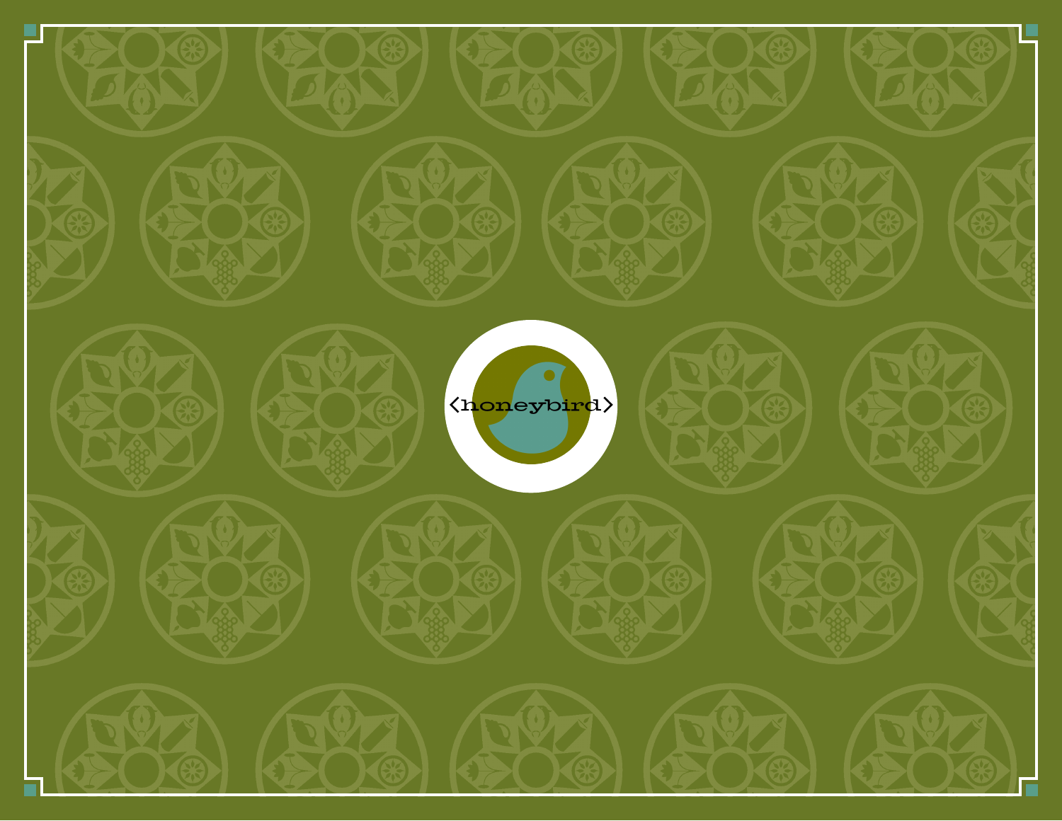<honeybird>